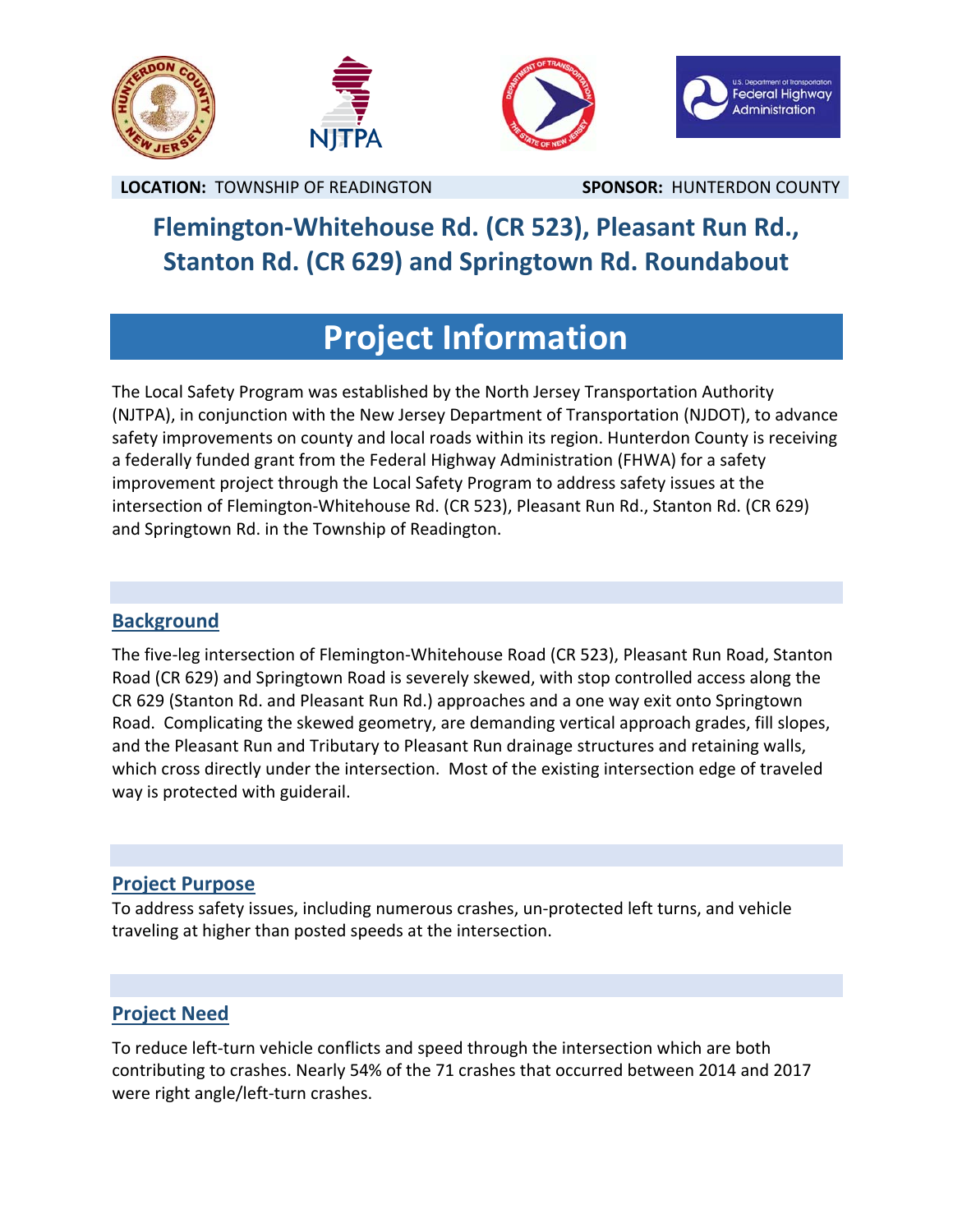**LOCATION:** TOWNSHIP OF READINGTON **SPONSOR:** HUNTERDON COUNTY

# Flemington-Whitehouse Rd. (CR 523), Pleasant Run Rd., Stanton Rd. (CR 629) and Springtown Rd. Roundabout

## Project Information

The Local Safety Program was established by the North Jersey Transportation Authority (NJTPA), in conjunction with the New Jersey Department of Transportation (NJDOT), to advance safety improvements on county and local roads within its region. Hunterdon County is receiving a federally funded grant from the Federal Highway Administration (FHWA) for a safety improvement project through the Local Safety Program to address safety issues at the intersection of Flemington-Whitehouse Rd. (CR 523), Pleasant Run Rd., Stanton Rd. (CR 629) and Springtown Rd. in the Township of Readington.

### Background

The five-leg intersection of Flemington-Whitehouse Road (CR 523), Pleasant Run Road, Stanton Road (CR 629) and Springtown Road is severely skewed, with stop controlled access along the CR 629 (Stanton Rd. and Pleasant Run Rd.) approaches and a one way exit onto Springtown Road. Complicating the skewed geometry, are demanding vertical approach grades, fill slopes, and the Pleasant Run and Tributary to Pleasant Run drainage structures and retaining walls, which cross directly under the intersection. Most of the existing intersection edge of traveled way is protected with guiderail.

### Project Purpose

To address safety issues, including numerous crashes, un-protected left turns, and vehicle traveling at higher than posted speeds at the intersection.

### Project Need

To reduce left-turn vehicle conflicts and speed through the intersection which are both contributing to crashes. Nearly 54% of the 71 crashes that occurred between 2014 and 2017 were right angle/left-turn crashes.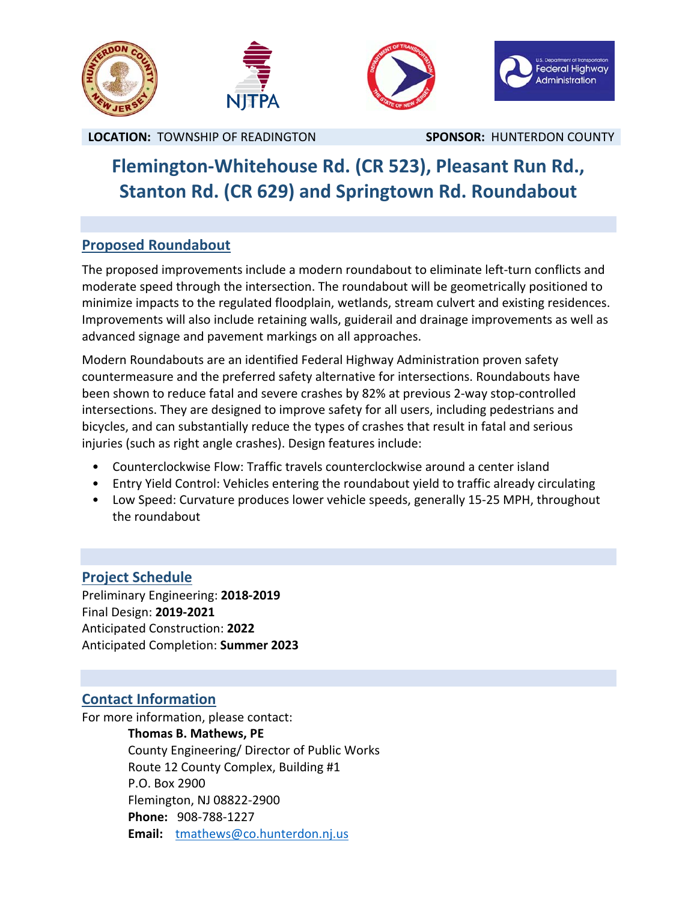**LOCATION:** TOWNSHIP OF READINGTON **SPONSOR:** HUNTERDON COUNTY

# Flemington-Whitehouse Rd. (CR 523), Pleasant Run Rd., Stanton Rd. (CR 629) and Springtown Rd. Roundabout

## Proposed Roundabout

The proposed improvements include a modern roundabout to eliminate left-turn conflicts and moderate speed through the intersection. The roundabout will be geometrically positioned to minimize impacts to the regulated floodplain, wetlands, stream culvert and existing residences. Improvements will also include retaining walls, guiderail and drainage improvements as well as advanced signage and pavement markings on all approaches.

Modern Roundabouts are an identified Federal Highway Administration proven safety countermeasure and the preferred safety alternative for intersections. Roundabouts have been shown to reduce fatal and severe crashes by 82% at previous 2-way stop-controlled intersections. They are designed to improve safety for all users, including pedestrians and bicycles, and can substantially reduce the types of crashes that result in fatal and serious injuries (such as right angle crashes). Design features include:

- Counterclockwise Flow: Traffic travels counterclockwise around a center island
- Entry Yield Control: Vehicles entering the roundabout yield to traffic already circulating
- Low Speed: Curvature produces lower vehicle speeds, generally 15-25 MPH, throughout the roundabout

## Project Schedule

Preliminary Engineering: **2018-2019**
Final Design: **2019-2021**
Anticipated Construction: **2022**
Anticipated Completion: **Summer 2023**

## Contact Information

For more information, please contact:

**Thomas B. Mathews, PE**
County Engineering/ Director of Public Works
Route 12 County Complex, Building #1
P.O. Box 2900
Flemington, NJ 08822-2900
**Phone:** 908-788-1227
**Email:** tmathews@co.hunterdon.nj.us